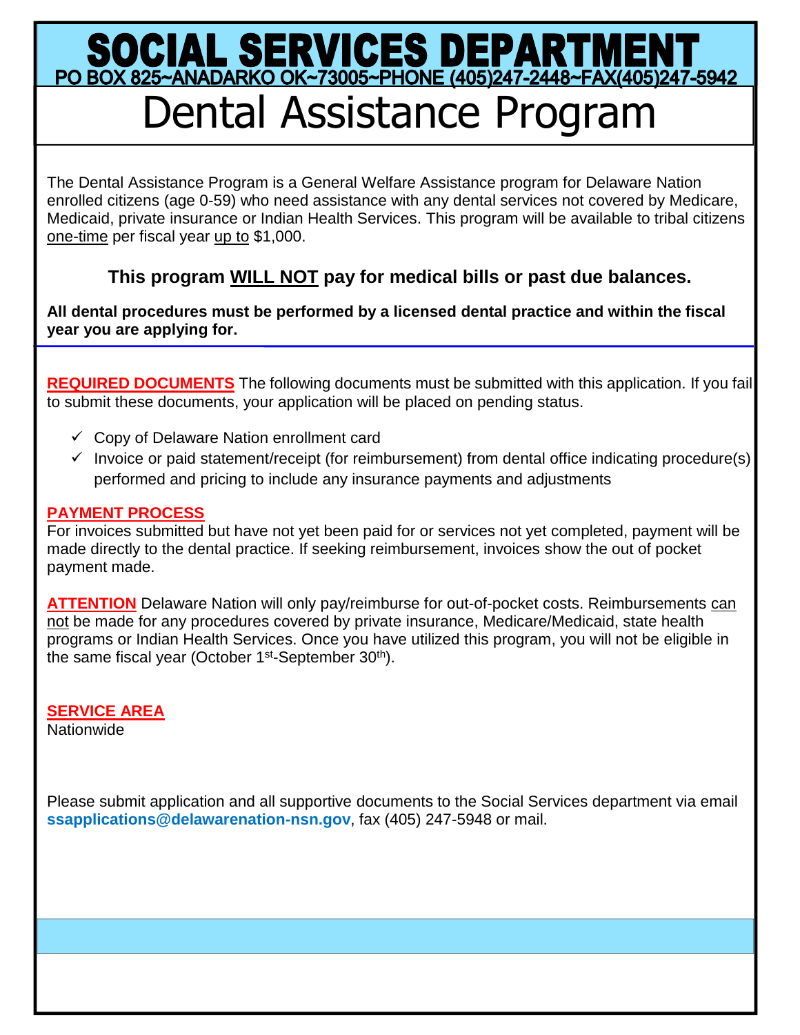# SOCIAL SERVICES DEPARTMENT

PO BOX 825~ANADARKO OK~73005~PHONE (405)247-2448~FAX(405)247-5942

# Dental Assistance Program

The Dental Assistance Program is a General Welfare Assistance program for Delaware Nation enrolled citizens (age 0-59) who need assistance with any dental services not covered by Medicare, Medicaid, private insurance or Indian Health Services. This program will be available to tribal citizens one-time per fiscal year up to $1,000.

**This program WILL NOT pay for medical bills or past due balances.**

**All dental procedures must be performed by a licensed dental practice and within the fiscal year you are applying for.**

**REQUIRED DOCUMENTS** The following documents must be submitted with this application. If you fail to submit these documents, your application will be placed on pending status.

- ✓ Copy of Delaware Nation enrollment card
- ✓ Invoice or paid statement/receipt (for reimbursement) from dental office indicating procedure(s) performed and pricing to include any insurance payments and adjustments

**PAYMENT PROCESS**

For invoices submitted but have not yet been paid for or services not yet completed, payment will be made directly to the dental practice. If seeking reimbursement, invoices show the out of pocket payment made.

**ATTENTION** Delaware Nation will only pay/reimburse for out-of-pocket costs. Reimbursements can not be made for any procedures covered by private insurance, Medicare/Medicaid, state health programs or Indian Health Services. Once you have utilized this program, you will not be eligible in the same fiscal year (October 1st-September 30th).

**SERVICE AREA**

Nationwide

Please submit application and all supportive documents to the Social Services department via email **ssapplications@delawarenation-nsn.gov**, fax (405) 247-5948 or mail.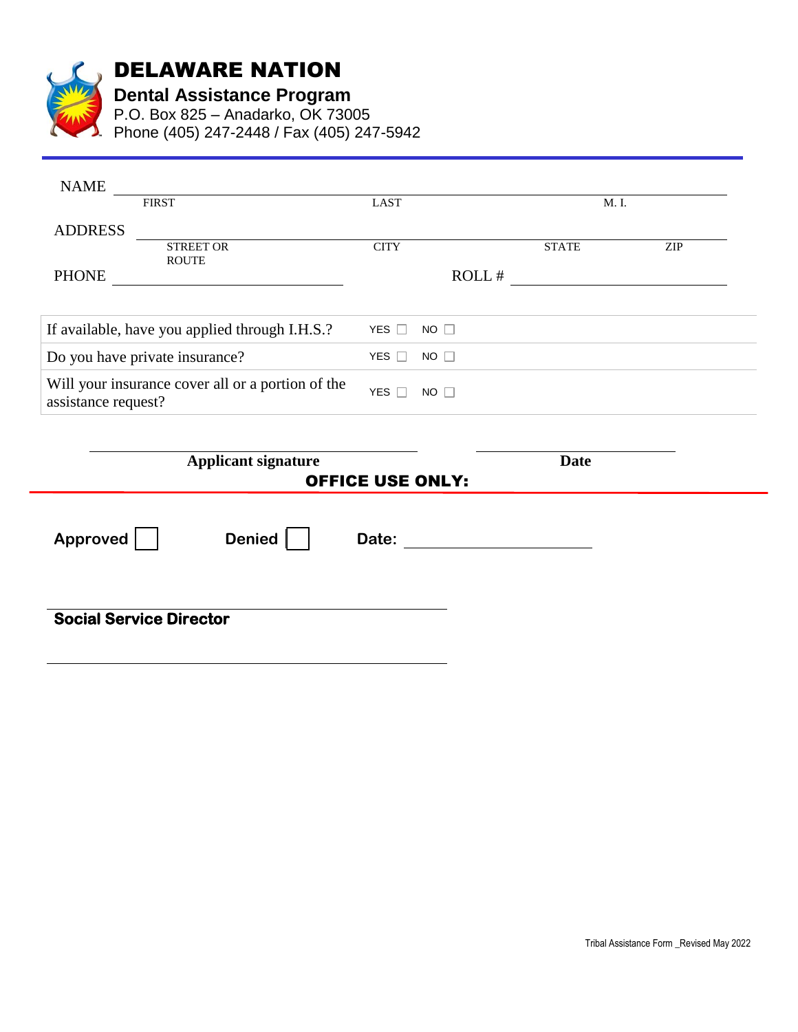# DELAWARE NATION

## Dental Assistance Program

P.O. Box 825 – Anadarko, OK 73005
Phone (405) 247-2448 / Fax (405) 247-5942

NAME ______________________________________________
FIRST LAST M. I.

ADDRESS ______________________________________________
STREET OR ROUTE CITY STATE ZIP

PHONE ____________________ ROLL # ____________________

| | |
|---|---|
| If available, have you applied through I.H.S.? | YES ☐ NO ☐ |
| Do you have private insurance? | YES ☐ NO ☐ |
| Will your insurance cover all or a portion of the assistance request? | YES ☐ NO ☐ |

______________________________ ____________________
**Applicant signature** **Date**

**OFFICE USE ONLY:**

**Approved** ☐ **Denied** ☐ **Date:** ____________________

______________________________
**Social Service Director**

______________________________

Tribal Assistance Form _Revised May 2022